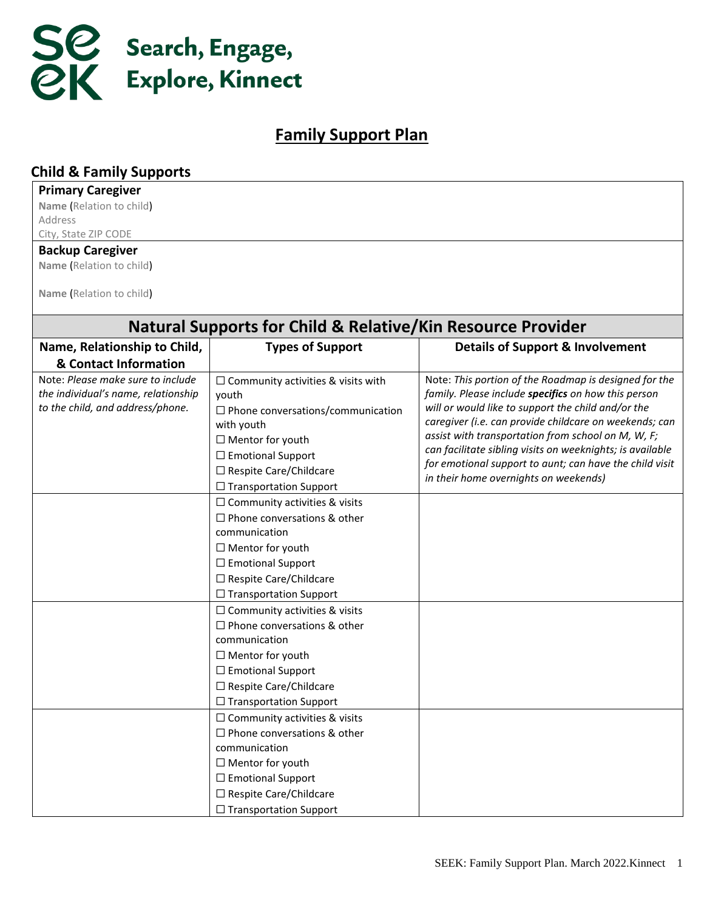# Search, Engage, Explore, Kinnect

## Family Support Plan

### Child & Family Supports

**Primary Caregiver**
**Name** (Relation to child)
Address
City, State ZIP CODE

**Backup Caregiver**
**Name** (Relation to child)

**Name** (Relation to child)

### Natural Supports for Child & Relative/Kin Resource Provider

| Name, Relationship to Child, & Contact Information | Types of Support | Details of Support & Involvement |
|---|---|---|
| Note: *Please make sure to include the individual's name, relationship to the child, and address/phone.* | ☐ Community activities & visits with youth<br>☐ Phone conversations/communication with youth<br>☐ Mentor for youth<br>☐ Emotional Support<br>☐ Respite Care/Childcare<br>☐ Transportation Support | Note: *This portion of the Roadmap is designed for the family. Please include **specifics** on how this person will or would like to support the child and/or the caregiver (i.e. can provide childcare on weekends; can assist with transportation from school on M, W, F; can facilitate sibling visits on weeknights; is available for emotional support to aunt; can have the child visit in their home overnights on weekends)* |
| | ☐ Community activities & visits<br>☐ Phone conversations & other communication<br>☐ Mentor for youth<br>☐ Emotional Support<br>☐ Respite Care/Childcare<br>☐ Transportation Support | |
| | ☐ Community activities & visits<br>☐ Phone conversations & other communication<br>☐ Mentor for youth<br>☐ Emotional Support<br>☐ Respite Care/Childcare<br>☐ Transportation Support | |
| | ☐ Community activities & visits<br>☐ Phone conversations & other communication<br>☐ Mentor for youth<br>☐ Emotional Support<br>☐ Respite Care/Childcare<br>☐ Transportation Support | |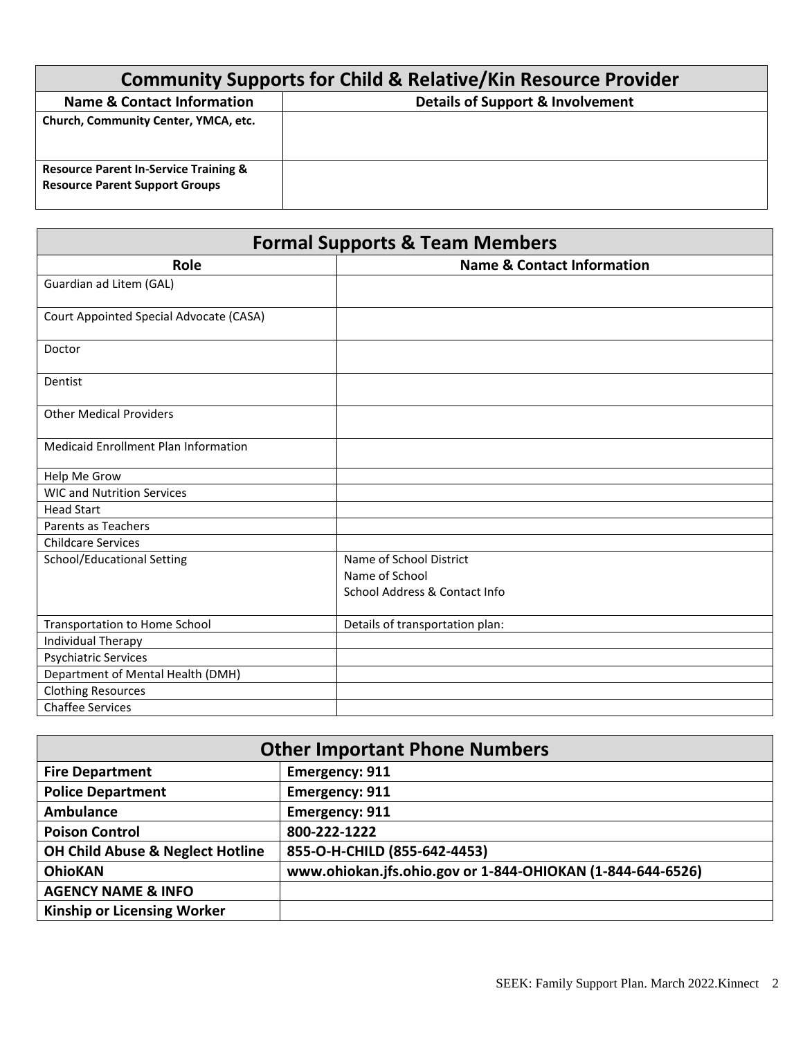## Community Supports for Child & Relative/Kin Resource Provider

| Name & Contact Information | Details of Support & Involvement |
| --- | --- |
| **Church, Community Center, YMCA, etc.** | |
| **Resource Parent In-Service Training & Resource Parent Support Groups** | |

## Formal Supports & Team Members

| Role | Name & Contact Information |
| --- | --- |
| Guardian ad Litem (GAL) | |
| Court Appointed Special Advocate (CASA) | |
| Doctor | |
| Dentist | |
| Other Medical Providers | |
| Medicaid Enrollment Plan Information | |
| Help Me Grow | |
| WIC and Nutrition Services | |
| Head Start | |
| Parents as Teachers | |
| Childcare Services | |
| School/Educational Setting | Name of School District<br>Name of School<br>School Address & Contact Info |
| Transportation to Home School | Details of transportation plan: |
| Individual Therapy | |
| Psychiatric Services | |
| Department of Mental Health (DMH) | |
| Clothing Resources | |
| Chaffee Services | |

## Other Important Phone Numbers

| | |
| --- | --- |
| **Fire Department** | **Emergency: 911** |
| **Police Department** | **Emergency: 911** |
| **Ambulance** | **Emergency: 911** |
| **Poison Control** | **800-222-1222** |
| **OH Child Abuse & Neglect Hotline** | **855-O-H-CHILD (855-642-4453)** |
| **OhioKAN** | **www.ohiokan.jfs.ohio.gov or 1-844-OHIOKAN (1-844-644-6526)** |
| **AGENCY NAME & INFO** | |
| **Kinship or Licensing Worker** | |

SEEK: Family Support Plan. March 2022.Kinnect